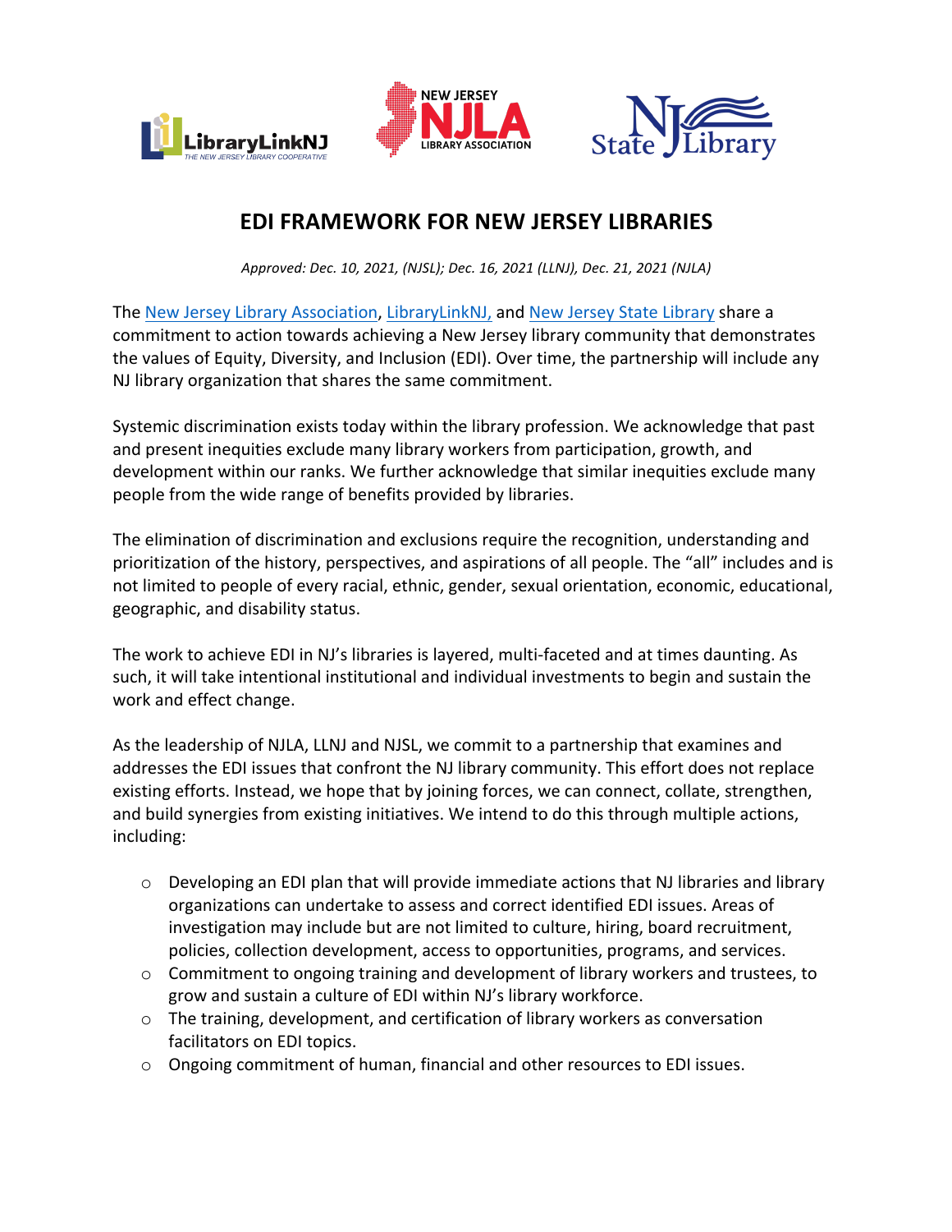# EDI FRAMEWORK FOR NEW JERSEY LIBRARIES

*Approved: Dec. 10, 2021, (NJSL); Dec. 16, 2021 (LLNJ), Dec. 21, 2021 (NJLA)*

The New Jersey Library Association, LibraryLinkNJ, and New Jersey State Library share a commitment to action towards achieving a New Jersey library community that demonstrates the values of Equity, Diversity, and Inclusion (EDI). Over time, the partnership will include any NJ library organization that shares the same commitment.

Systemic discrimination exists today within the library profession. We acknowledge that past and present inequities exclude many library workers from participation, growth, and development within our ranks. We further acknowledge that similar inequities exclude many people from the wide range of benefits provided by libraries.

The elimination of discrimination and exclusions require the recognition, understanding and prioritization of the history, perspectives, and aspirations of all people. The "all" includes and is not limited to people of every racial, ethnic, gender, sexual orientation, economic, educational, geographic, and disability status.

The work to achieve EDI in NJ's libraries is layered, multi-faceted and at times daunting. As such, it will take intentional institutional and individual investments to begin and sustain the work and effect change.

As the leadership of NJLA, LLNJ and NJSL, we commit to a partnership that examines and addresses the EDI issues that confront the NJ library community. This effort does not replace existing efforts. Instead, we hope that by joining forces, we can connect, collate, strengthen, and build synergies from existing initiatives. We intend to do this through multiple actions, including:

- Developing an EDI plan that will provide immediate actions that NJ libraries and library organizations can undertake to assess and correct identified EDI issues. Areas of investigation may include but are not limited to culture, hiring, board recruitment, policies, collection development, access to opportunities, programs, and services.
- Commitment to ongoing training and development of library workers and trustees, to grow and sustain a culture of EDI within NJ's library workforce.
- The training, development, and certification of library workers as conversation facilitators on EDI topics.
- Ongoing commitment of human, financial and other resources to EDI issues.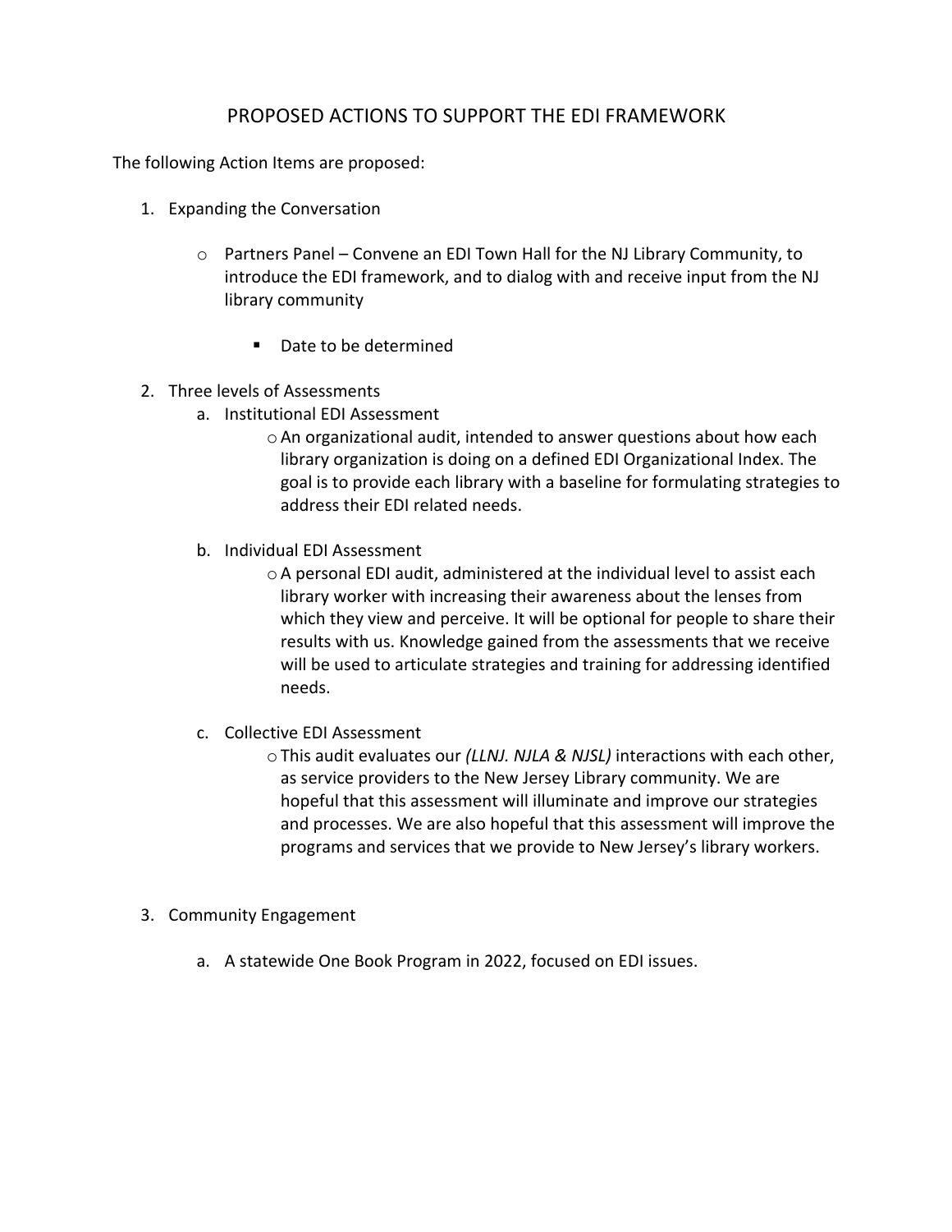# PROPOSED ACTIONS TO SUPPORT THE EDI FRAMEWORK

The following Action Items are proposed:

1. Expanding the Conversation

   - Partners Panel – Convene an EDI Town Hall for the NJ Library Community, to introduce the EDI framework, and to dialog with and receive input from the NJ library community

     - Date to be determined

2. Three levels of Assessments
   a. Institutional EDI Assessment
      - An organizational audit, intended to answer questions about how each library organization is doing on a defined EDI Organizational Index. The goal is to provide each library with a baseline for formulating strategies to address their EDI related needs.

   b. Individual EDI Assessment
      - A personal EDI audit, administered at the individual level to assist each library worker with increasing their awareness about the lenses from which they view and perceive. It will be optional for people to share their results with us. Knowledge gained from the assessments that we receive will be used to articulate strategies and training for addressing identified needs.

   c. Collective EDI Assessment
      - This audit evaluates our *(LLNJ. NJLA & NJSL)* interactions with each other, as service providers to the New Jersey Library community. We are hopeful that this assessment will illuminate and improve our strategies and processes. We are also hopeful that this assessment will improve the programs and services that we provide to New Jersey's library workers.

3. Community Engagement

   a. A statewide One Book Program in 2022, focused on EDI issues.